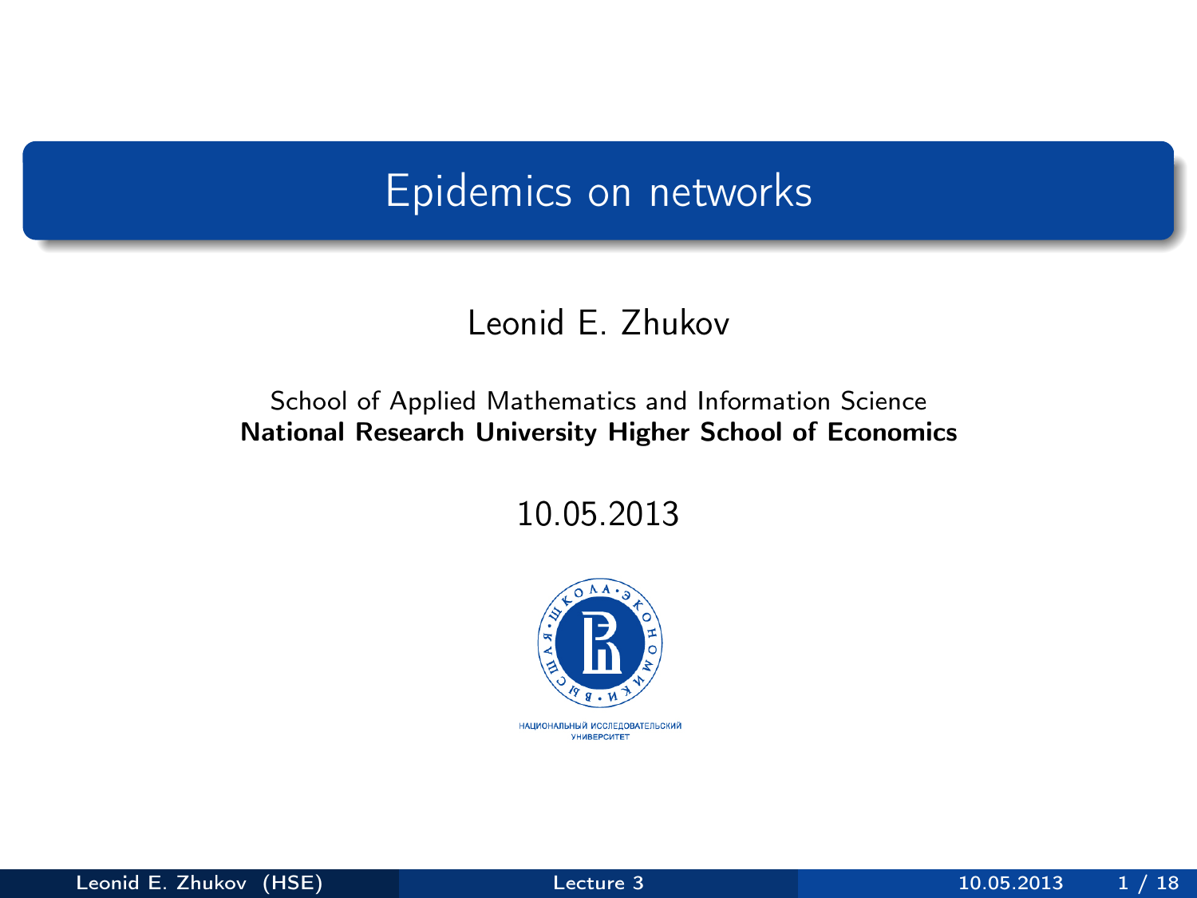# Epidemics on networks

Leonid E. Zhukov

School of Applied Mathematics and Information Science
**National Research University Higher School of Economics**

10.05.2013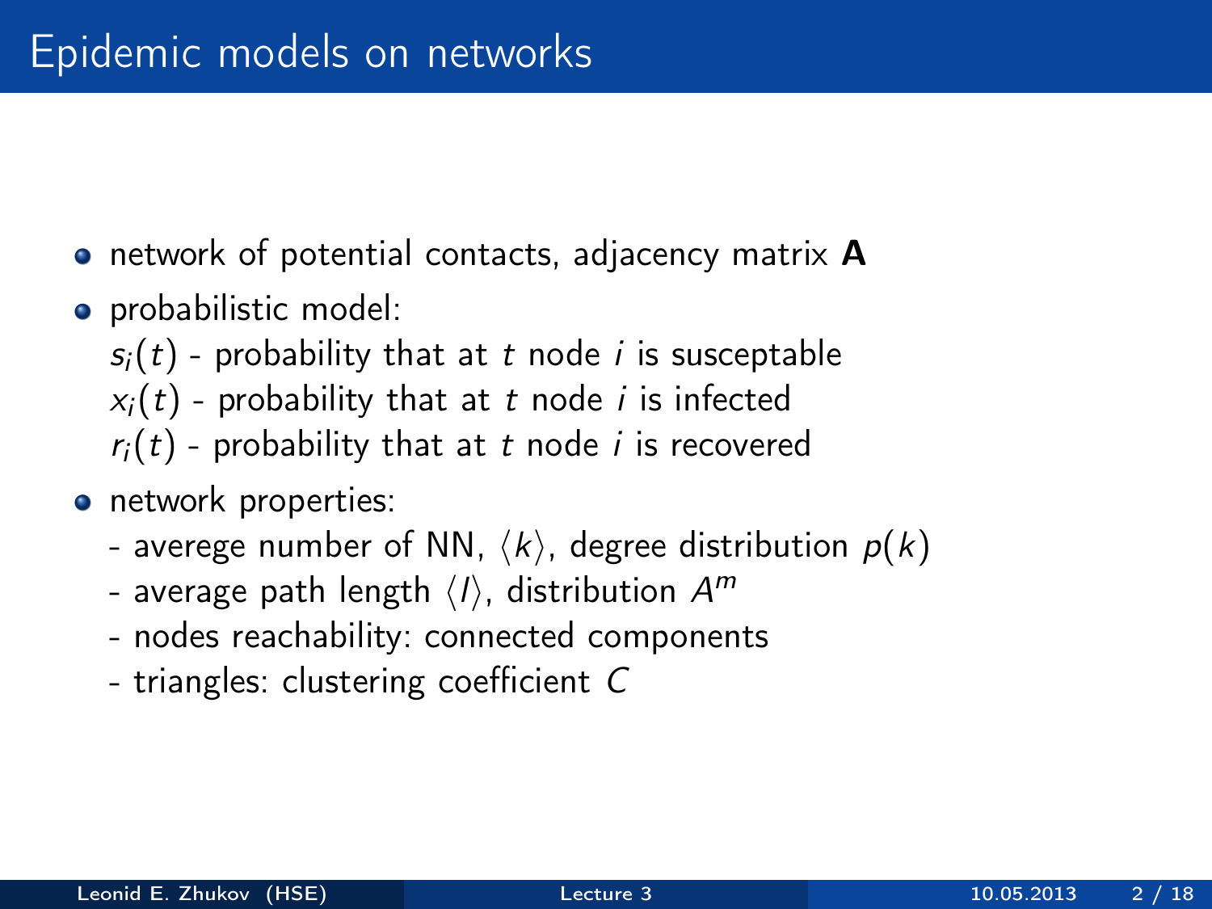# Epidemic models on networks

- network of potential contacts, adjacency matrix $\mathbf{A}$
- probabilistic model:
  $s_i(t)$ - probability that at $t$ node $i$ is susceptable
  $x_i(t)$ - probability that at $t$ node $i$ is infected
  $r_i(t)$ - probability that at $t$ node $i$ is recovered
- network properties:
  - averege number of NN, $\langle k \rangle$, degree distribution $p(k)$
  - average path length $\langle l \rangle$, distribution $A^m$
  - nodes reachability: connected components
  - triangles: clustering coefficient $C$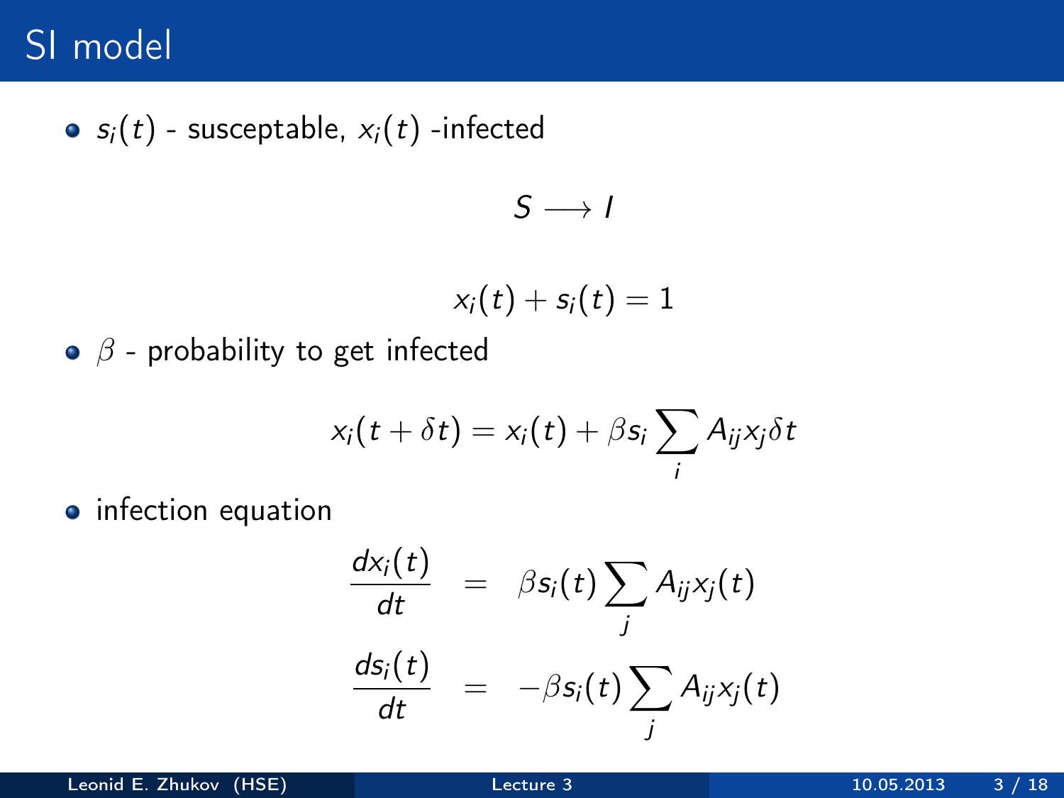# SI model

- $s_i(t)$ - susceptable, $x_i(t)$ -infected

$$S \longrightarrow I$$

$$x_i(t) + s_i(t) = 1$$

- $\beta$ - probability to get infected

$$x_i(t + \delta t) = x_i(t) + \beta s_i \sum_i A_{ij} x_j \delta t$$

- infection equation

$$\frac{dx_i(t)}{dt} = \beta s_i(t) \sum_j A_{ij} x_j(t)$$

$$\frac{ds_i(t)}{dt} = -\beta s_i(t) \sum_j A_{ij} x_j(t)$$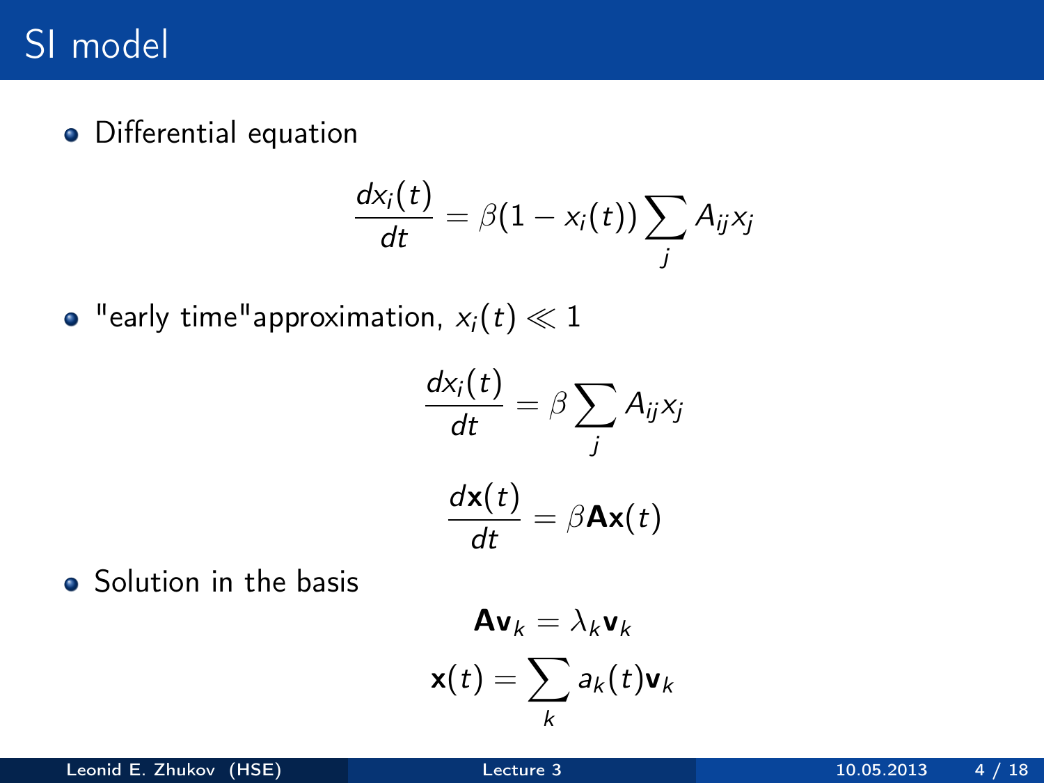# SI model

- Differential equation

$$\frac{dx_i(t)}{dt} = \beta(1 - x_i(t)) \sum_j A_{ij} x_j$$

- "early time"approximation, $x_i(t) \ll 1$

$$\frac{dx_i(t)}{dt} = \beta \sum_j A_{ij} x_j$$

$$\frac{d\mathbf{x}(t)}{dt} = \beta \mathbf{A} \mathbf{x}(t)$$

- Solution in the basis

$$\mathbf{A} \mathbf{v}_k = \lambda_k \mathbf{v}_k$$

$$\mathbf{x}(t) = \sum_k a_k(t) \mathbf{v}_k$$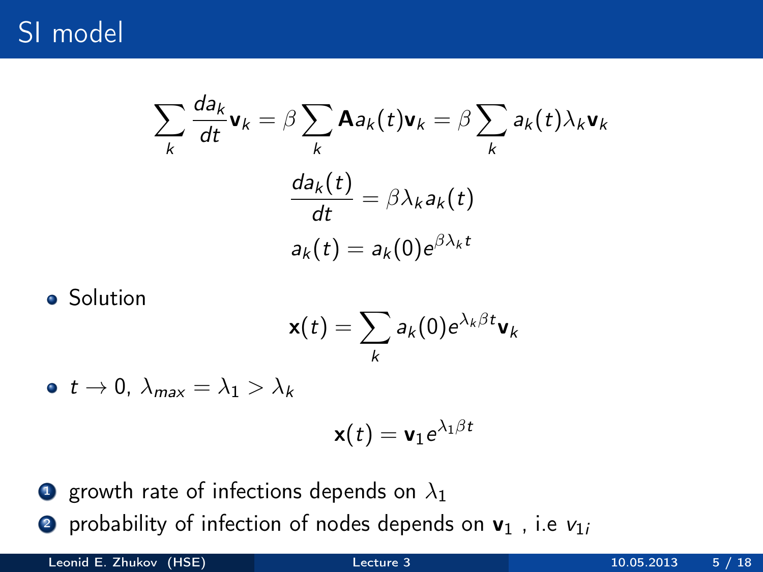# SI model

$$\sum_k \frac{da_k}{dt}\mathbf{v}_k = \beta \sum_k \mathbf{A} a_k(t)\mathbf{v}_k = \beta \sum_k a_k(t)\lambda_k \mathbf{v}_k$$

$$\frac{da_k(t)}{dt} = \beta \lambda_k a_k(t)$$

$$a_k(t) = a_k(0)e^{\beta \lambda_k t}$$

- Solution

$$\mathbf{x}(t) = \sum_k a_k(0)e^{\lambda_k \beta t}\mathbf{v}_k$$

- $t \to 0$, $\lambda_{max} = \lambda_1 > \lambda_k$

$$\mathbf{x}(t) = \mathbf{v}_1 e^{\lambda_1 \beta t}$$

1. growth rate of infections depends on $\lambda_1$
2. probability of infection of nodes depends on $\mathbf{v}_1$ , i.e $v_{1i}$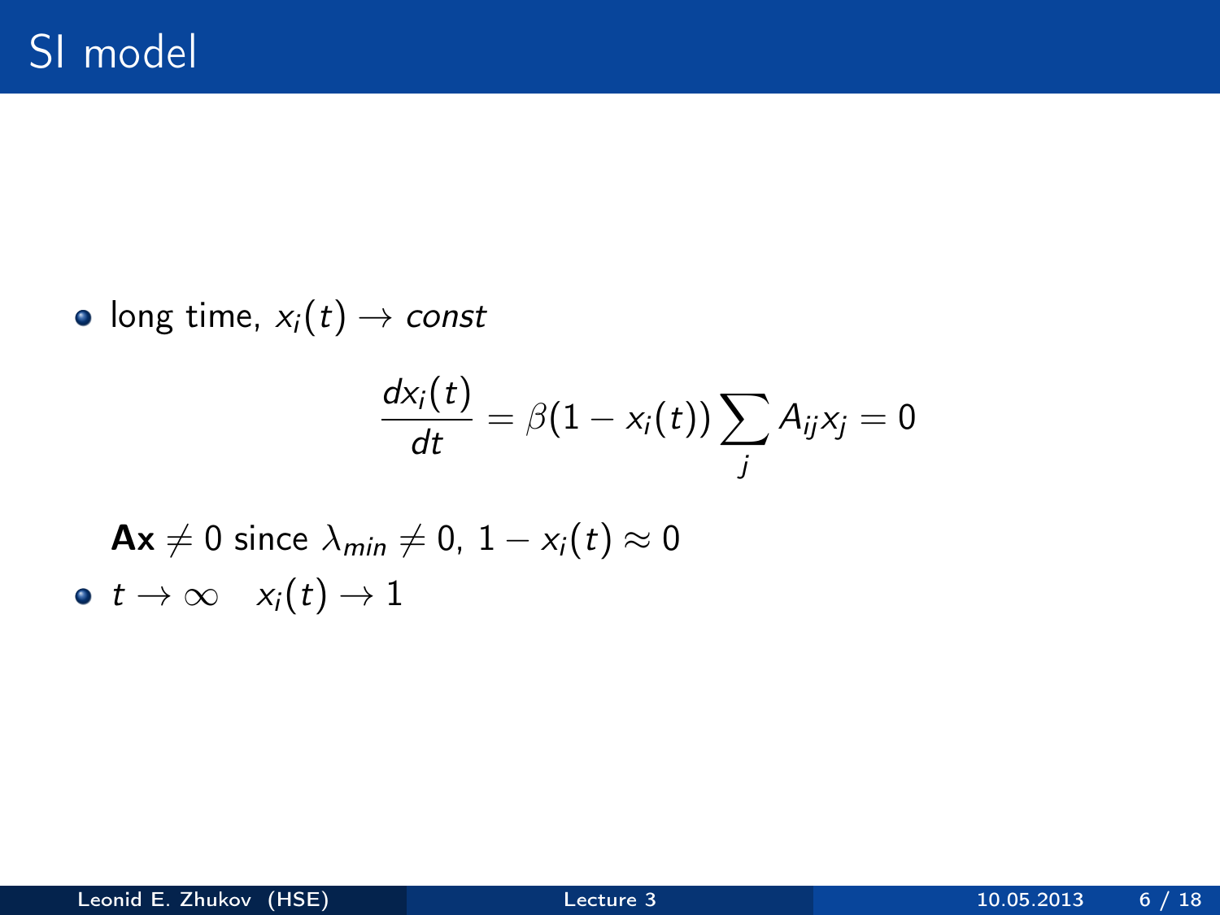# SI model

- long time, $x_i(t) \rightarrow const$

$$\frac{dx_i(t)}{dt} = \beta(1 - x_i(t)) \sum_j A_{ij} x_j = 0$$

  $\mathbf{Ax} \neq 0$ since $\lambda_{min} \neq 0$, $1 - x_i(t) \approx 0$

- $t \rightarrow \infty \quad x_i(t) \rightarrow 1$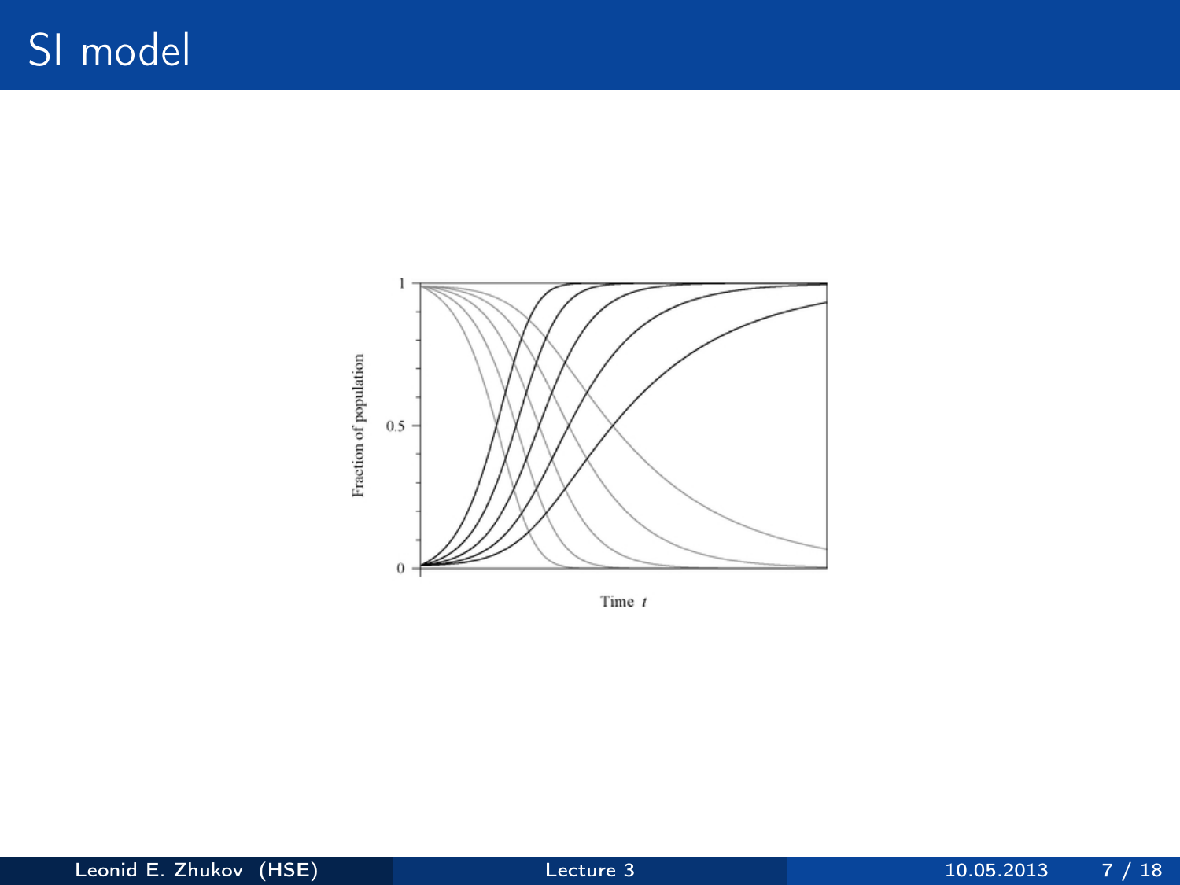# SI model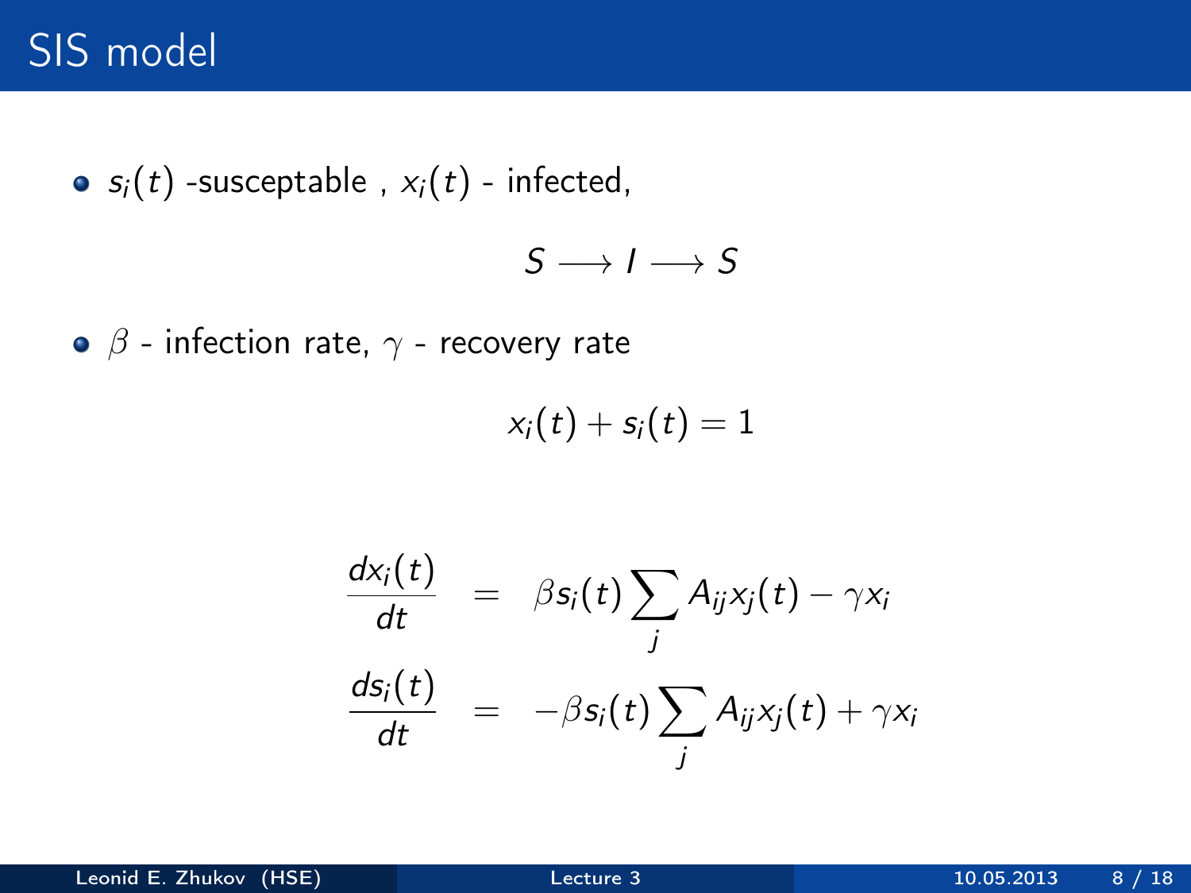# SIS model

- $s_i(t)$ -susceptable , $x_i(t)$ - infected,

$$S \longrightarrow I \longrightarrow S$$

- $\beta$ - infection rate, $\gamma$ - recovery rate

$$x_i(t) + s_i(t) = 1$$

$$\begin{aligned}
\frac{dx_i(t)}{dt} &= \beta s_i(t) \sum_j A_{ij} x_j(t) - \gamma x_i \\
\frac{ds_i(t)}{dt} &= -\beta s_i(t) \sum_j A_{ij} x_j(t) + \gamma x_i
\end{aligned}$$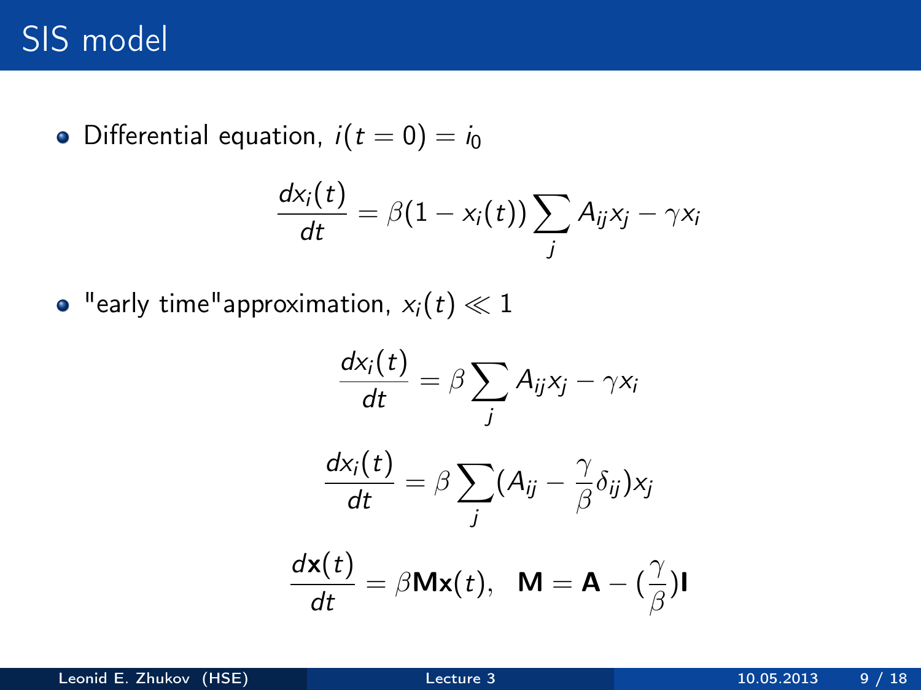# SIS model

- Differential equation, $i(t = 0) = i_0$

$$\frac{dx_i(t)}{dt} = \beta(1 - x_i(t))\sum_j A_{ij}x_j - \gamma x_i$$

- "early time"approximation, $x_i(t) \ll 1$

$$\frac{dx_i(t)}{dt} = \beta\sum_j A_{ij}x_j - \gamma x_i$$

$$\frac{dx_i(t)}{dt} = \beta\sum_j (A_{ij} - \frac{\gamma}{\beta}\delta_{ij})x_j$$

$$\frac{d\mathbf{x}(t)}{dt} = \beta\mathbf{M}\mathbf{x}(t), \quad \mathbf{M} = \mathbf{A} - (\frac{\gamma}{\beta})\mathbf{I}$$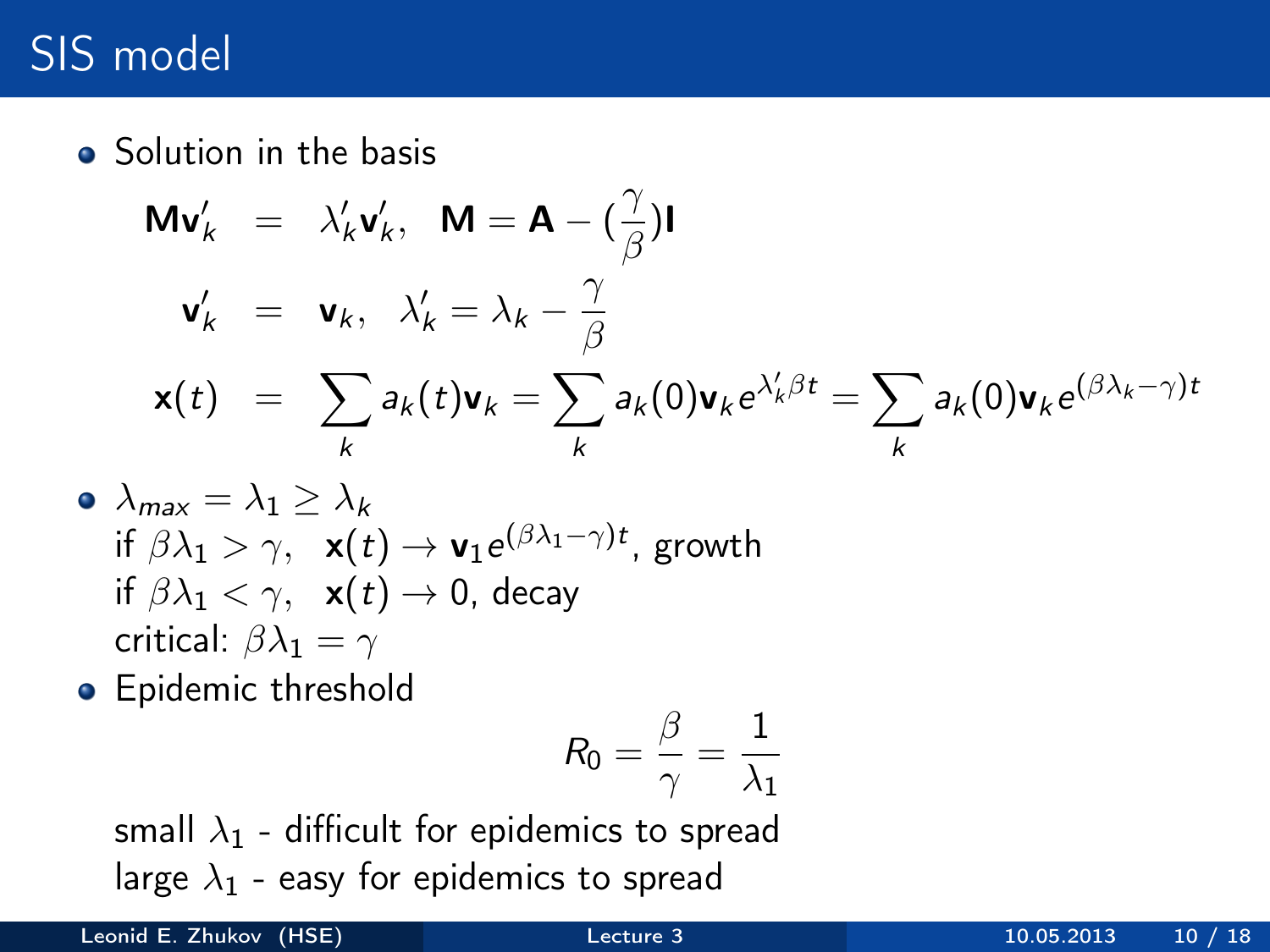# SIS model

- Solution in the basis

$$
\begin{aligned}
\mathbf{M}\mathbf{v}'_k &= \lambda'_k \mathbf{v}'_k, \quad \mathbf{M} = \mathbf{A} - (\frac{\gamma}{\beta})\mathbf{I} \\
\mathbf{v}'_k &= \mathbf{v}_k, \quad \lambda'_k = \lambda_k - \frac{\gamma}{\beta} \\
\mathbf{x}(t) &= \sum_k a_k(t)\mathbf{v}_k = \sum_k a_k(0)\mathbf{v}_k e^{\lambda'_k \beta t} = \sum_k a_k(0)\mathbf{v}_k e^{(\beta\lambda_k - \gamma)t}
\end{aligned}
$$

- $\lambda_{max} = \lambda_1 \geq \lambda_k$
  if $\beta\lambda_1 > \gamma, \quad \mathbf{x}(t) \to \mathbf{v}_1 e^{(\beta\lambda_1 - \gamma)t}$, growth
  if $\beta\lambda_1 < \gamma, \quad \mathbf{x}(t) \to 0$, decay
  critical: $\beta\lambda_1 = \gamma$
- Epidemic threshold

$$
R_0 = \frac{\beta}{\gamma} = \frac{1}{\lambda_1}
$$

  small $\lambda_1$ - difficult for epidemics to spread
  large $\lambda_1$ - easy for epidemics to spread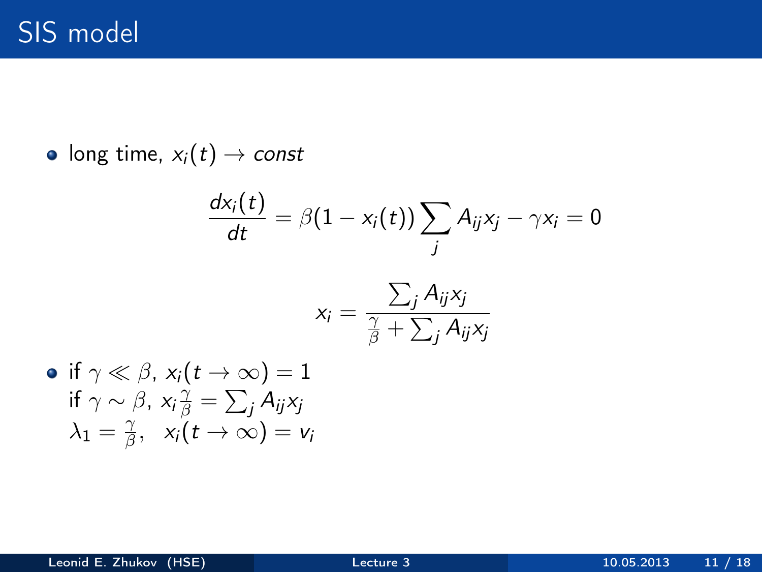# SIS model

- long time, $x_i(t) \to const$

$$\frac{dx_i(t)}{dt} = \beta(1 - x_i(t)) \sum_j A_{ij} x_j - \gamma x_i = 0$$

$$x_i = \frac{\sum_j A_{ij} x_j}{\frac{\gamma}{\beta} + \sum_j A_{ij} x_j}$$

- if $\gamma \ll \beta$, $x_i(t \to \infty) = 1$
  if $\gamma \sim \beta$, $x_i \frac{\gamma}{\beta} = \sum_j A_{ij} x_j$
  $\lambda_1 = \frac{\gamma}{\beta}, \;\; x_i(t \to \infty) = v_i$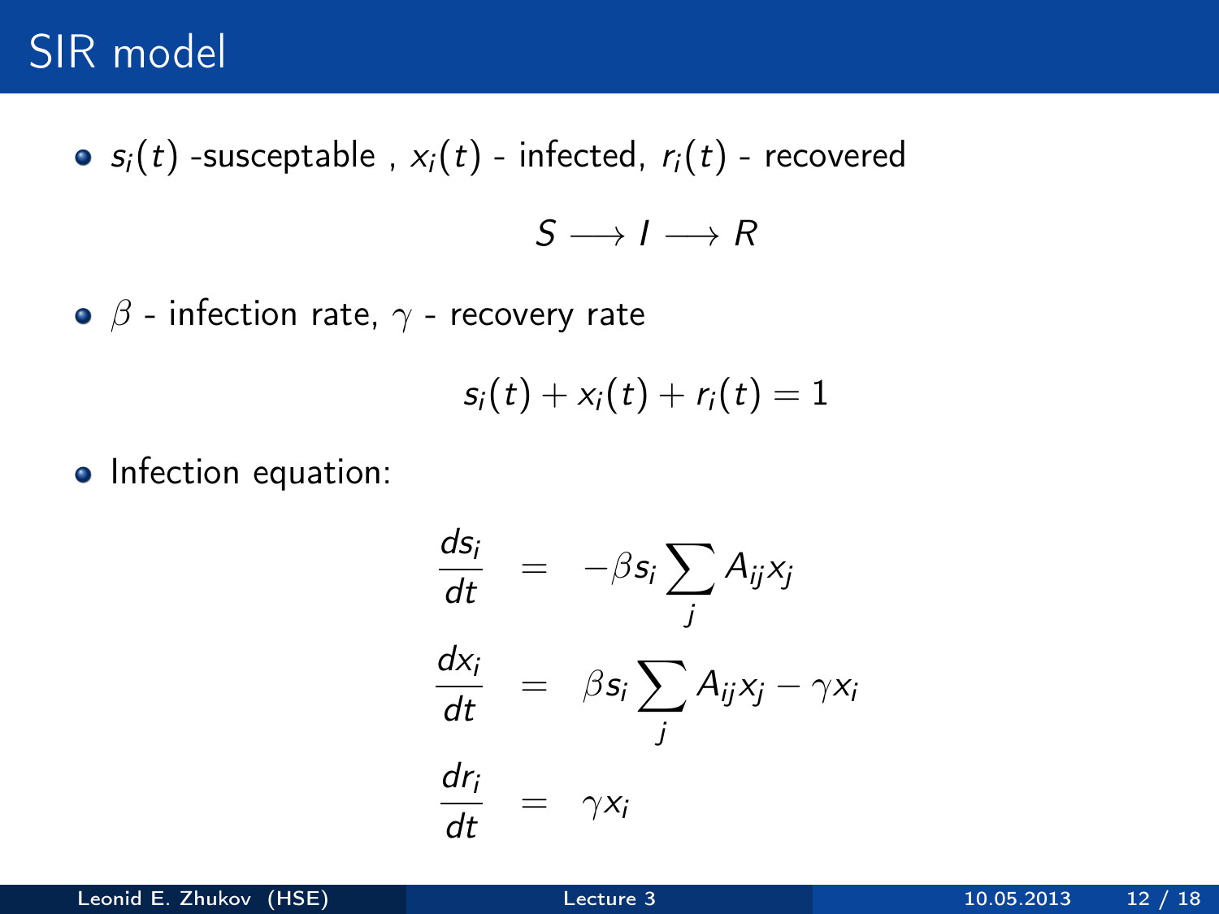# SIR model

- $s_i(t)$ -susceptable , $x_i(t)$ - infected, $r_i(t)$ - recovered

$$S \longrightarrow I \longrightarrow R$$

- $\beta$ - infection rate, $\gamma$ - recovery rate

$$s_i(t) + x_i(t) + r_i(t) = 1$$

- Infection equation:

$$
\begin{aligned}
\frac{ds_i}{dt} &= -\beta s_i \sum_j A_{ij} x_j \\
\frac{dx_i}{dt} &= \beta s_i \sum_j A_{ij} x_j - \gamma x_i \\
\frac{dr_i}{dt} &= \gamma x_i
\end{aligned}
$$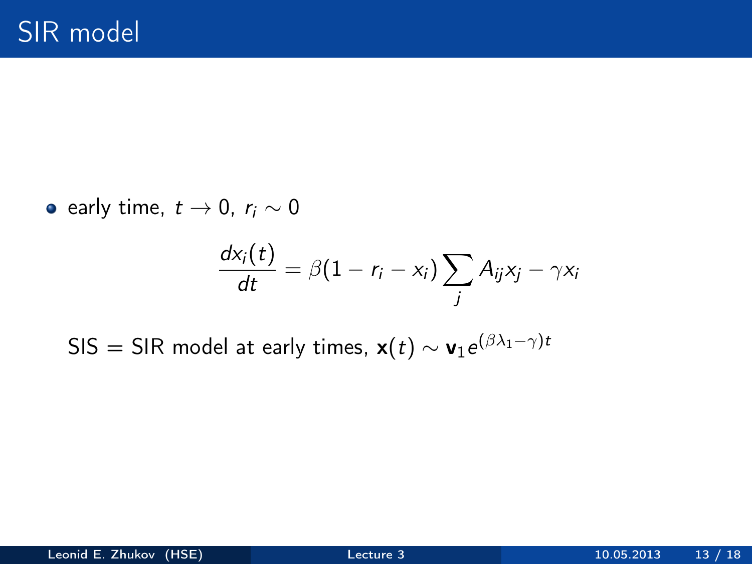# SIR model

- early time, $t \to 0$, $r_i \sim 0$

$$\frac{dx_i(t)}{dt} = \beta(1 - r_i - x_i) \sum_j A_{ij} x_j - \gamma x_i$$

SIS = SIR model at early times, $\mathbf{x}(t) \sim \mathbf{v}_1 e^{(\beta\lambda_1 - \gamma)t}$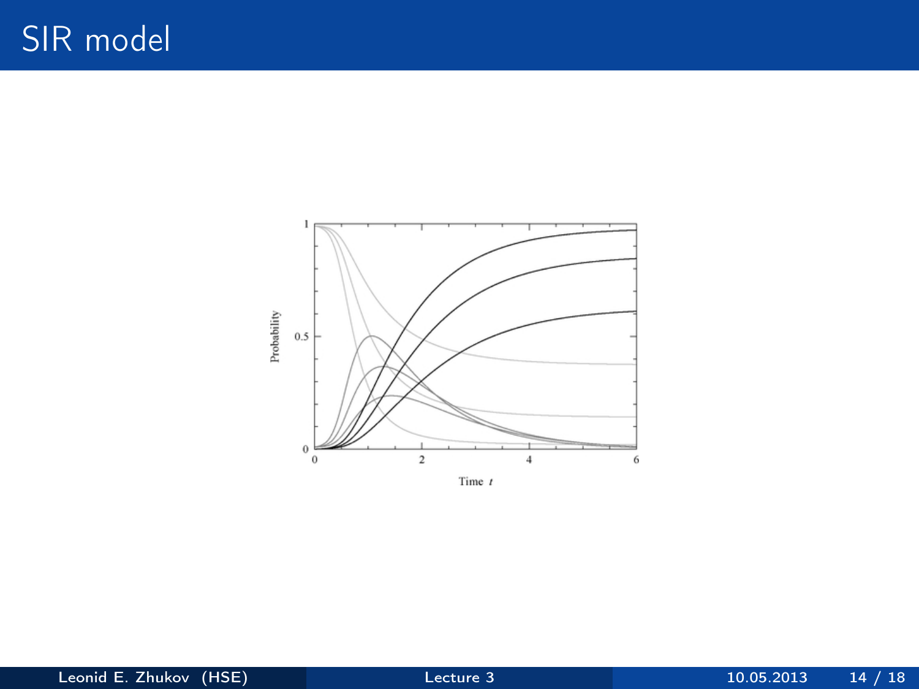# SIR model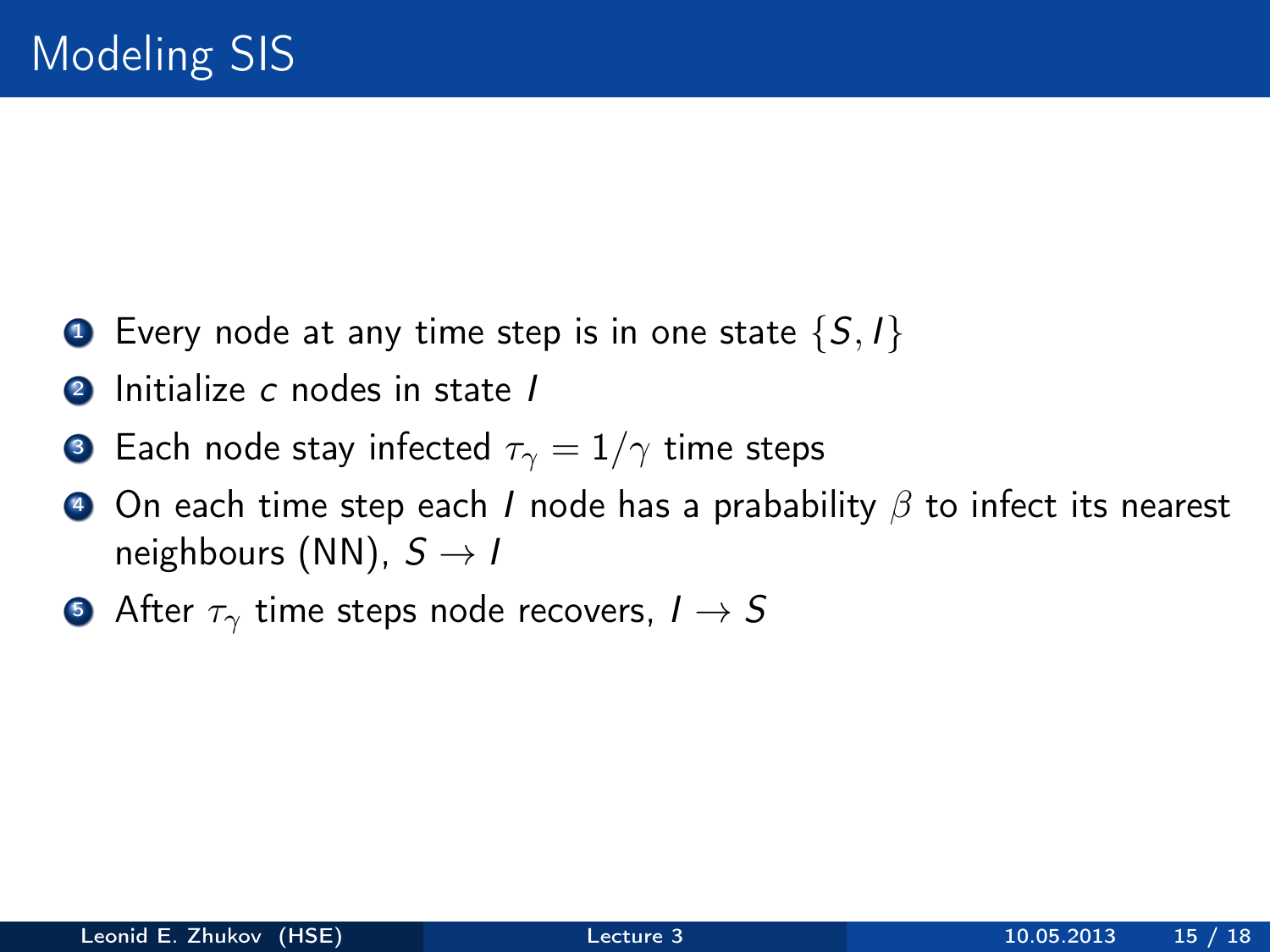# Modeling SIS

1. Every node at any time step is in one state $\{S, I\}$
2. Initialize $c$ nodes in state $I$
3. Each node stay infected $\tau_\gamma = 1/\gamma$ time steps
4. On each time step each $I$ node has a prabability $\beta$ to infect its nearest neighbours (NN), $S \to I$
5. After $\tau_\gamma$ time steps node recovers, $I \to S$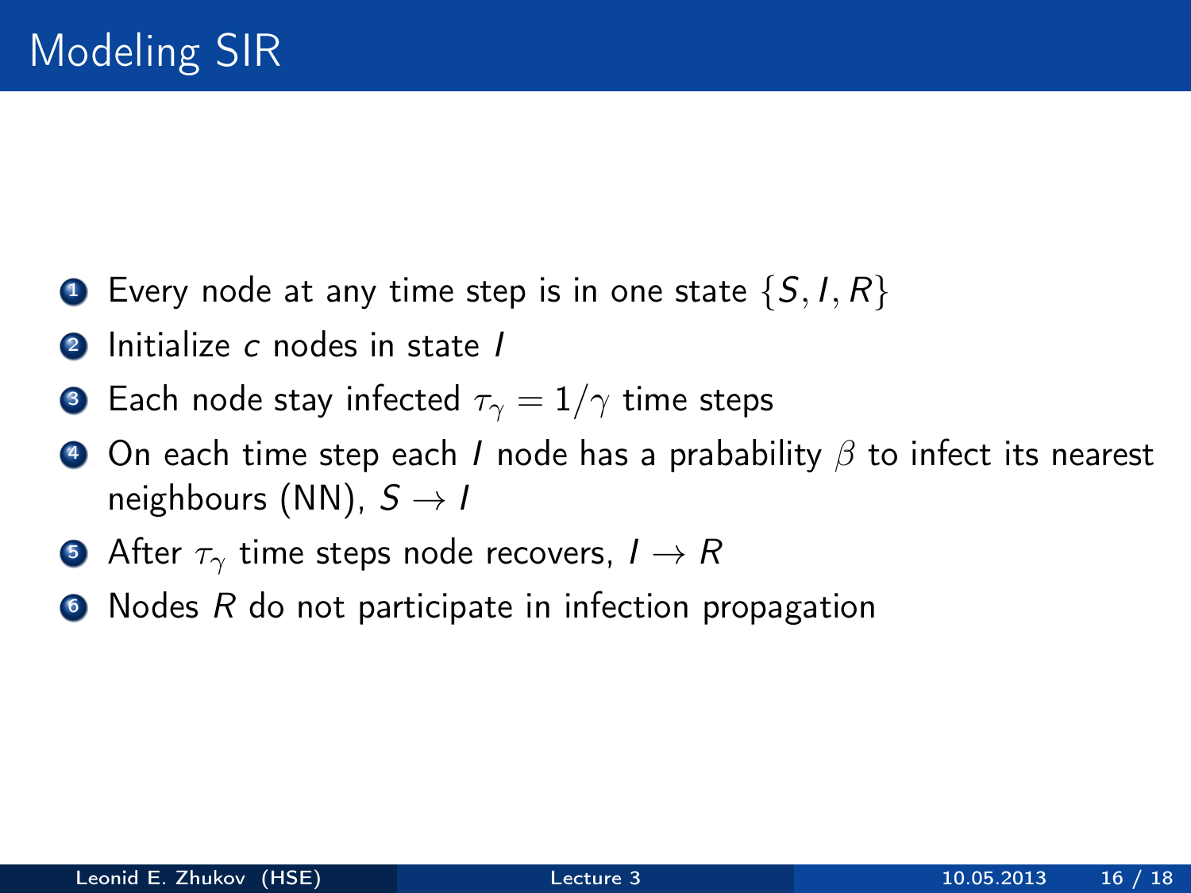# Modeling SIR

1. Every node at any time step is in one state $\{S, I, R\}$
2. Initialize $c$ nodes in state $I$
3. Each node stay infected $\tau_\gamma = 1/\gamma$ time steps
4. On each time step each $I$ node has a prabability $\beta$ to infect its nearest neighbours (NN), $S \rightarrow I$
5. After $\tau_\gamma$ time steps node recovers, $I \rightarrow R$
6. Nodes $R$ do not participate in infection propagation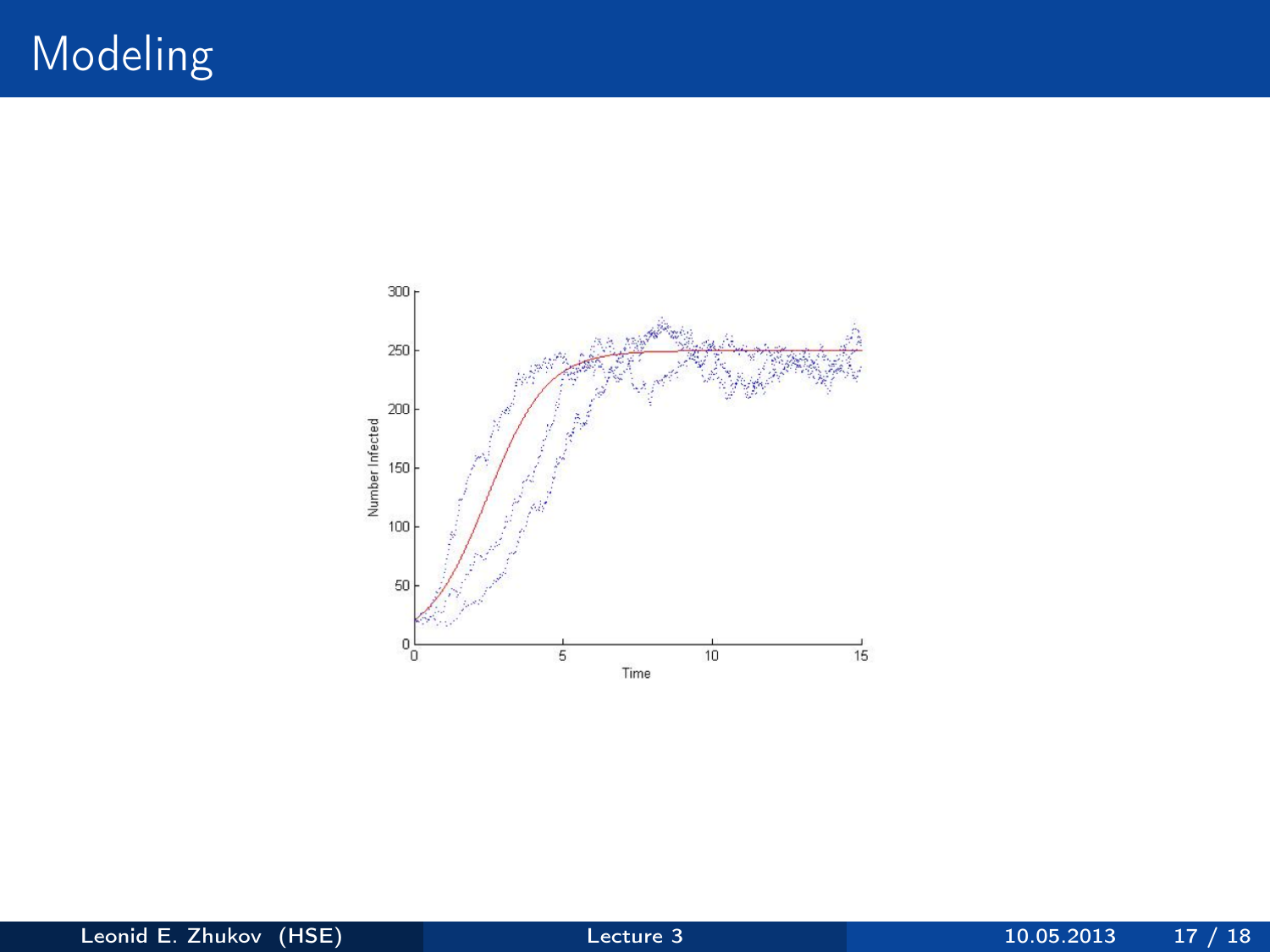# Modeling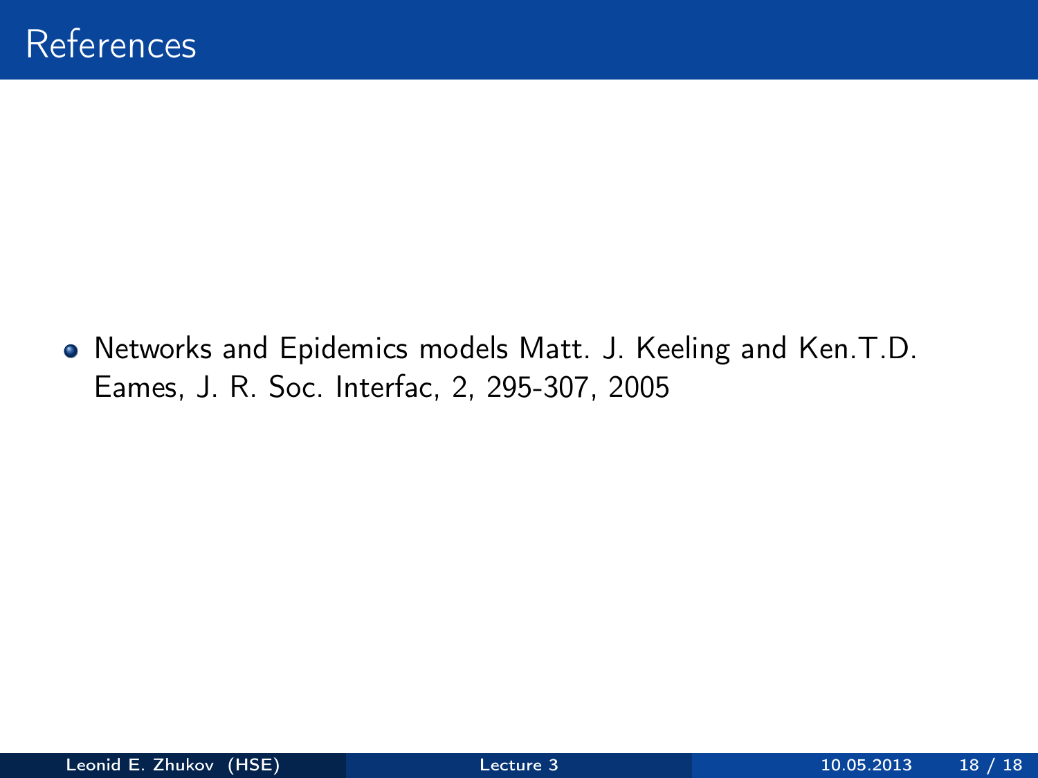# References

- Networks and Epidemics models Matt. J. Keeling and Ken.T.D. Eames, J. R. Soc. Interfac, 2, 295-307, 2005